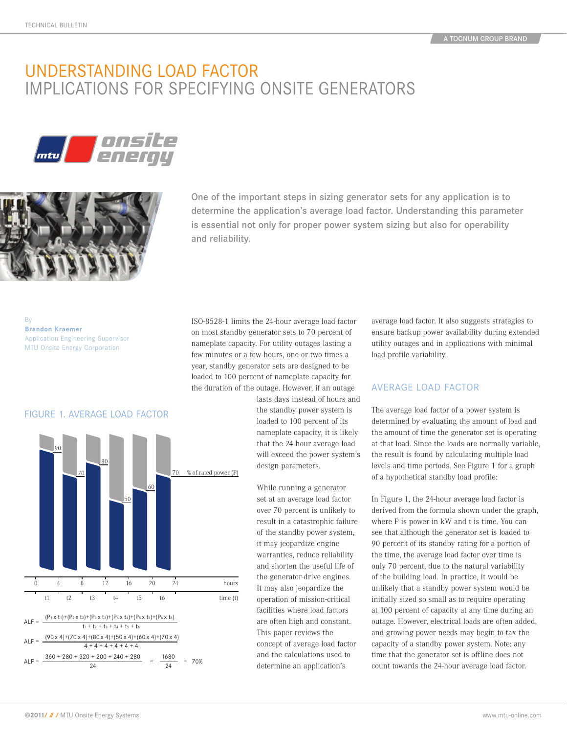# UNDERSTANDING LOAD FACTOR

## IMPLICATIONS FOR SPECIFYING ONSITE GENERATORS

One of the important steps in sizing generator sets for any application is to determine the application's average load factor. Understanding this parameter is essential not only for proper power system sizing but also for operability and reliability.

By
**Brandon Kraemer**
Application Engineering Supervisor
MTU Onsite Energy Corporation

ISO-8528-1 limits the 24-hour average load factor on most standby generator sets to 70 percent of nameplate capacity. For utility outages lasting a few minutes or a few hours, one or two times a year, standby generator sets are designed to be loaded to 100 percent of nameplate capacity for the duration of the outage. However, if an outage lasts days instead of hours and the standby power system is loaded to 100 percent of its nameplate capacity, it is likely that the 24-hour average load will exceed the power system's design parameters.

While running a generator set at an average load factor over 70 percent is unlikely to result in a catastrophic failure of the standby power system, it may jeopardize engine warranties, reduce reliability and shorten the useful life of the generator-drive engines. It may also jeopardize the operation of mission-critical facilities where load factors are often high and constant. This paper reviews the concept of average load factor and the calculations used to determine an application's average load factor. It also suggests strategies to ensure backup power availability during extended utility outages and in applications with minimal load profile variability.

### FIGURE 1. AVERAGE LOAD FACTOR

| Time period | t1 | t2 | t3 | t4 | t5 | t6 |
|---|---|---|---|---|---|---|
| Hours | 0–4 | 4–8 | 8–12 | 12–16 | 16–20 | 20–24 |
| % of rated power (P) | 90 | 70 | 80 | 50 | 60 | 70 |

$$ALF = \frac{(P_1 \times t_1)+(P_2 \times t_2)+(P_3 \times t_3)+(P_4 \times t_4)+(P_5 \times t_5)+(P_6 \times t_6)}{t_1 + t_2 + t_3 + t_4 + t_5 + t_6}$$

$$ALF = \frac{(90 \times 4)+(70 \times 4)+(80 \times 4)+(50 \times 4)+(60 \times 4)+(70 \times 4)}{4+4+4+4+4+4}$$

$$ALF = \frac{360 + 280 + 320 + 200 + 240 + 280}{24} = \frac{1680}{24} = 70\%$$

## AVERAGE LOAD FACTOR

The average load factor of a power system is determined by evaluating the amount of load and the amount of time the generator set is operating at that load. Since the loads are normally variable, the result is found by calculating multiple load levels and time periods. See Figure 1 for a graph of a hypothetical standby load profile:

In Figure 1, the 24-hour average load factor is derived from the formula shown under the graph, where P is power in kW and t is time. You can see that although the generator set is loaded to 90 percent of its standby rating for a portion of the time, the average load factor over time is only 70 percent, due to the natural variability of the building load. In practice, it would be unlikely that a standby power system would be initially sized so small as to require operating at 100 percent of capacity at any time during an outage. However, electrical loads are often added, and growing power needs may begin to tax the capacity of a standby power system. Note: any time that the generator set is offline does not count towards the 24-hour average load factor.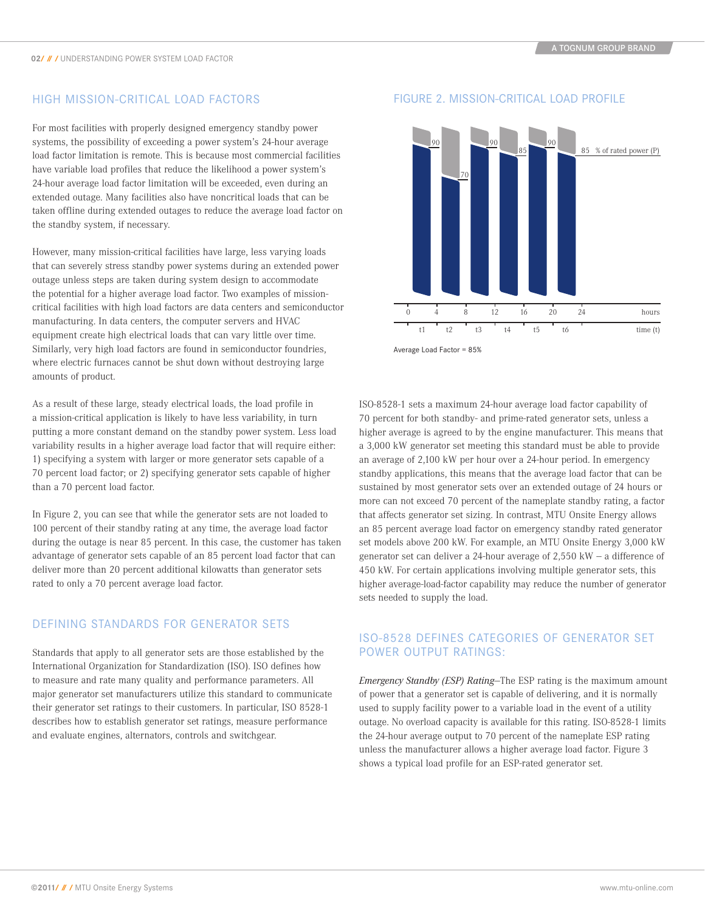## HIGH MISSION-CRITICAL LOAD FACTORS

For most facilities with properly designed emergency standby power systems, the possibility of exceeding a power system's 24-hour average load factor limitation is remote. This is because most commercial facilities have variable load profiles that reduce the likelihood a power system's 24-hour average load factor limitation will be exceeded, even during an extended outage. Many facilities also have noncritical loads that can be taken offline during extended outages to reduce the average load factor on the standby system, if necessary.

However, many mission-critical facilities have large, less varying loads that can severely stress standby power systems during an extended power outage unless steps are taken during system design to accommodate the potential for a higher average load factor. Two examples of mission-critical facilities with high load factors are data centers and semiconductor manufacturing. In data centers, the computer servers and HVAC equipment create high electrical loads that can vary little over time. Similarly, very high load factors are found in semiconductor foundries, where electric furnaces cannot be shut down without destroying large amounts of product.

As a result of these large, steady electrical loads, the load profile in a mission-critical application is likely to have less variability, in turn putting a more constant demand on the standby power system. Less load variability results in a higher average load factor that will require either: 1) specifying a system with larger or more generator sets capable of a 70 percent load factor; or 2) specifying generator sets capable of higher than a 70 percent load factor.

In Figure 2, you can see that while the generator sets are not loaded to 100 percent of their standby rating at any time, the average load factor during the outage is near 85 percent. In this case, the customer has taken advantage of generator sets capable of an 85 percent load factor that can deliver more than 20 percent additional kilowatts than generator sets rated to only a 70 percent average load factor.

## DEFINING STANDARDS FOR GENERATOR SETS

Standards that apply to all generator sets are those established by the International Organization for Standardization (ISO). ISO defines how to measure and rate many quality and performance parameters. All major generator set manufacturers utilize this standard to communicate their generator set ratings to their customers. In particular, ISO 8528-1 describes how to establish generator set ratings, measure performance and evaluate engines, alternators, controls and switchgear.

## FIGURE 2. MISSION-CRITICAL LOAD PROFILE

| time (t) | t1 | t2 | t3 | t4 | t5 | t6 |
|---|---|---|---|---|---|---|
| hours | 0–4 | 4–8 | 8–12 | 12–16 | 16–20 | 20–24 |
| % of rated power (P) | 90 | 70 | 90 | 85 | 90 | 85 |

Average Load Factor = 85%

ISO-8528-1 sets a maximum 24-hour average load factor capability of 70 percent for both standby- and prime-rated generator sets, unless a higher average is agreed to by the engine manufacturer. This means that a 3,000 kW generator set meeting this standard must be able to provide an average of 2,100 kW per hour over a 24-hour period. In emergency standby applications, this means that the average load factor that can be sustained by most generator sets over an extended outage of 24 hours or more can not exceed 70 percent of the nameplate standby rating, a factor that affects generator set sizing. In contrast, MTU Onsite Energy allows an 85 percent average load factor on emergency standby rated generator set models above 200 kW. For example, an MTU Onsite Energy 3,000 kW generator set can deliver a 24-hour average of 2,550 kW – a difference of 450 kW. For certain applications involving multiple generator sets, this higher average-load-factor capability may reduce the number of generator sets needed to supply the load.

## ISO-8528 DEFINES CATEGORIES OF GENERATOR SET POWER OUTPUT RATINGS:

*Emergency Standby (ESP) Rating*–The ESP rating is the maximum amount of power that a generator set is capable of delivering, and it is normally used to supply facility power to a variable load in the event of a utility outage. No overload capacity is available for this rating. ISO-8528-1 limits the 24-hour average output to 70 percent of the nameplate ESP rating unless the manufacturer allows a higher average load factor. Figure 3 shows a typical load profile for an ESP-rated generator set.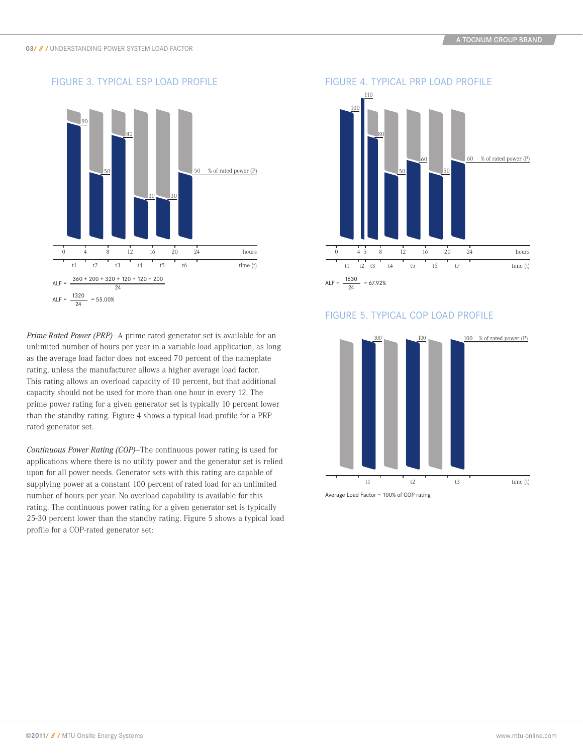## FIGURE 3. TYPICAL ESP LOAD PROFILE

$$\text{ALF} = \frac{360 + 200 + 320 + 120 + 120 + 200}{24}$$

$$\text{ALF} = \frac{1320}{24} = 55.00\%$$

## FIGURE 4. TYPICAL PRP LOAD PROFILE

$$\text{ALF} = \frac{1630}{24} = 67.92\%$$

*Prime-Rated Power (PRP)*—A prime-rated generator set is available for an unlimited number of hours per year in a variable-load application, as long as the average load factor does not exceed 70 percent of the nameplate rating, unless the manufacturer allows a higher average load factor. This rating allows an overload capacity of 10 percent, but that additional capacity should not be used for more than one hour in every 12. The prime power rating for a given generator set is typically 10 percent lower than the standby rating. Figure 4 shows a typical load profile for a PRP-rated generator set.

*Continuous Power Rating (COP)*—The continuous power rating is used for applications where there is no utility power and the generator set is relied upon for all power needs. Generator sets with this rating are capable of supplying power at a constant 100 percent of rated load for an unlimited number of hours per year. No overload capability is available for this rating. The continuous power rating for a given generator set is typically 25-30 percent lower than the standby rating. Figure 5 shows a typical load profile for a COP-rated generator set:

## FIGURE 5. TYPICAL COP LOAD PROFILE

Average Load Factor = 100% of COP rating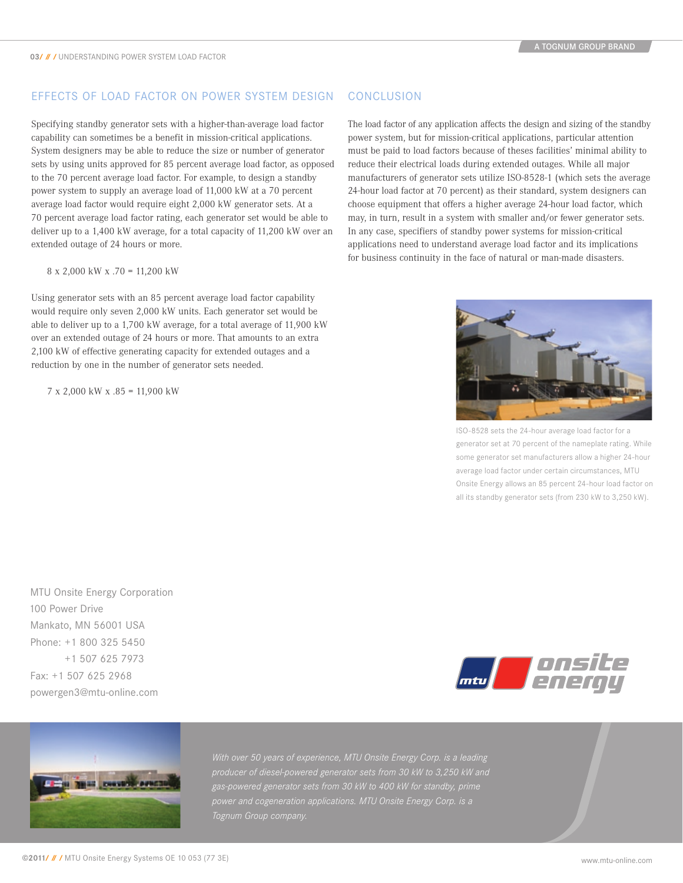## EFFECTS OF LOAD FACTOR ON POWER SYSTEM DESIGN

Specifying standby generator sets with a higher-than-average load factor capability can sometimes be a benefit in mission-critical applications. System designers may be able to reduce the size or number of generator sets by using units approved for 85 percent average load factor, as opposed to the 70 percent average load factor. For example, to design a standby power system to supply an average load of 11,000 kW at a 70 percent average load factor would require eight 2,000 kW generator sets. At a 70 percent average load factor rating, each generator set would be able to deliver up to a 1,400 kW average, for a total capacity of 11,200 kW over an extended outage of 24 hours or more.

8 x 2,000 kW x .70 = 11,200 kW

Using generator sets with an 85 percent average load factor capability would require only seven 2,000 kW units. Each generator set would be able to deliver up to a 1,700 kW average, for a total average of 11,900 kW over an extended outage of 24 hours or more. That amounts to an extra 2,100 kW of effective generating capacity for extended outages and a reduction by one in the number of generator sets needed.

7 x 2,000 kW x .85 = 11,900 kW

## CONCLUSION

The load factor of any application affects the design and sizing of the standby power system, but for mission-critical applications, particular attention must be paid to load factors because of theses facilities' minimal ability to reduce their electrical loads during extended outages. While all major manufacturers of generator sets utilize ISO-8528-1 (which sets the average 24-hour load factor at 70 percent) as their standard, system designers can choose equipment that offers a higher average 24-hour load factor, which may, in turn, result in a system with smaller and/or fewer generator sets. In any case, specifiers of standby power systems for mission-critical applications need to understand average load factor and its implications for business continuity in the face of natural or man-made disasters.

ISO-8528 sets the 24-hour average load factor for a generator set at 70 percent of the nameplate rating. While some generator set manufacturers allow a higher 24-hour average load factor under certain circumstances, MTU Onsite Energy allows an 85 percent 24-hour load factor on all its standby generator sets (from 230 kW to 3,250 kW).

MTU Onsite Energy Corporation
100 Power Drive
Mankato, MN 56001 USA
Phone: +1 800 325 5450
+1 507 625 7973
Fax: +1 507 625 2968
powergen3@mtu-online.com

*With over 50 years of experience, MTU Onsite Energy Corp. is a leading producer of diesel-powered generator sets from 30 kW to 3,250 kW and gas-powered generator sets from 30 kW to 400 kW for standby, prime power and cogeneration applications. MTU Onsite Energy Corp. is a Tognum Group company.*

©2011/ // / MTU Onsite Energy Systems OE 10 053 (77 3E)